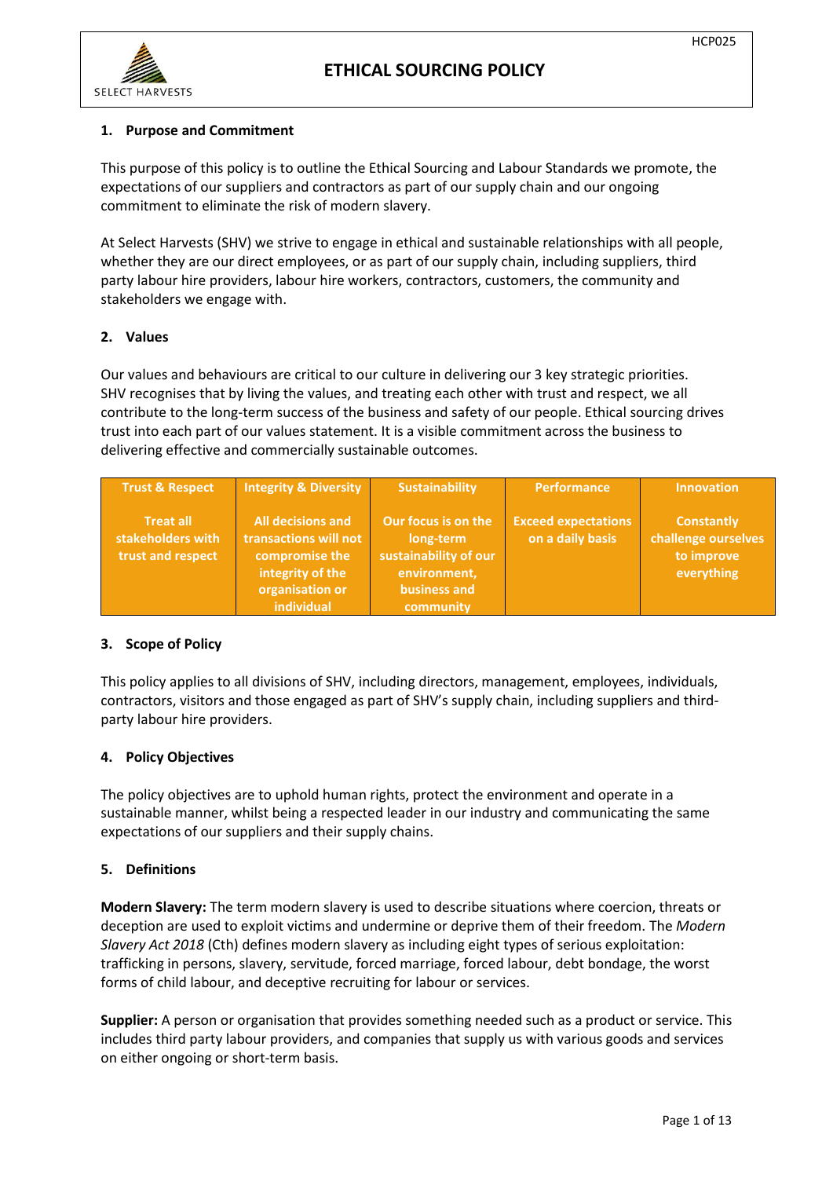HCP025

SELECT HARVESTS

# ETHICAL SOURCING POLICY

## 1. Purpose and Commitment

This purpose of this policy is to outline the Ethical Sourcing and Labour Standards we promote, the expectations of our suppliers and contractors as part of our supply chain and our ongoing commitment to eliminate the risk of modern slavery.

At Select Harvests (SHV) we strive to engage in ethical and sustainable relationships with all people, whether they are our direct employees, or as part of our supply chain, including suppliers, third party labour hire providers, labour hire workers, contractors, customers, the community and stakeholders we engage with.

## 2. Values

Our values and behaviours are critical to our culture in delivering our 3 key strategic priorities. SHV recognises that by living the values, and treating each other with trust and respect, we all contribute to the long-term success of the business and safety of our people. Ethical sourcing drives trust into each part of our values statement. It is a visible commitment across the business to delivering effective and commercially sustainable outcomes.

| Trust & Respect | Integrity & Diversity | Sustainability | Performance | Innovation |
|---|---|---|---|---|
| Treat all stakeholders with trust and respect | All decisions and transactions will not compromise the integrity of the organisation or individual | Our focus is on the long-term sustainability of our environment, business and community | Exceed expectations on a daily basis | Constantly challenge ourselves to improve everything |

## 3. Scope of Policy

This policy applies to all divisions of SHV, including directors, management, employees, individuals, contractors, visitors and those engaged as part of SHV's supply chain, including suppliers and third-party labour hire providers.

## 4. Policy Objectives

The policy objectives are to uphold human rights, protect the environment and operate in a sustainable manner, whilst being a respected leader in our industry and communicating the same expectations of our suppliers and their supply chains.

## 5. Definitions

**Modern Slavery:** The term modern slavery is used to describe situations where coercion, threats or deception are used to exploit victims and undermine or deprive them of their freedom. The *Modern Slavery Act 2018* (Cth) defines modern slavery as including eight types of serious exploitation: trafficking in persons, slavery, servitude, forced marriage, forced labour, debt bondage, the worst forms of child labour, and deceptive recruiting for labour or services.

**Supplier:** A person or organisation that provides something needed such as a product or service. This includes third party labour providers, and companies that supply us with various goods and services on either ongoing or short-term basis.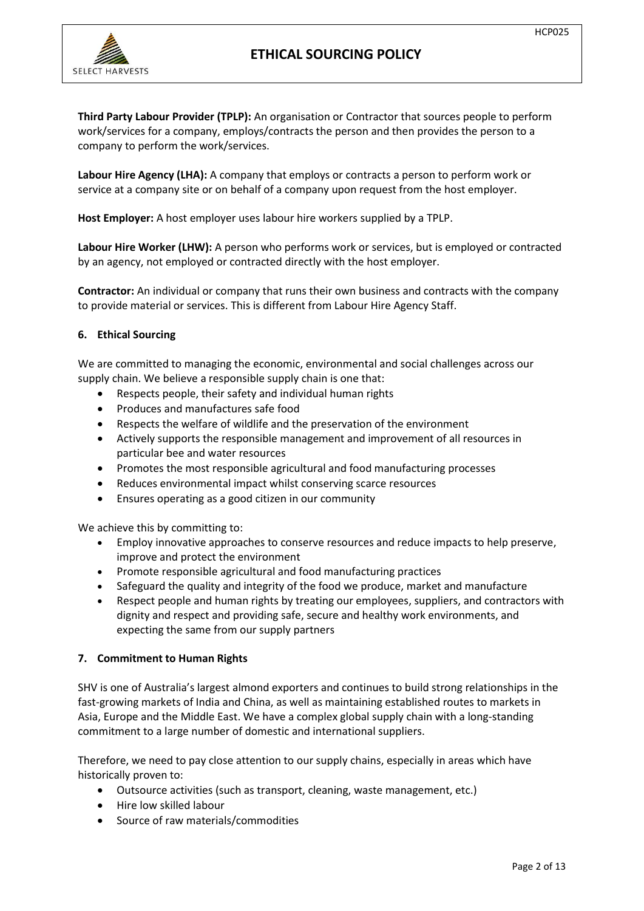**Third Party Labour Provider (TPLP):** An organisation or Contractor that sources people to perform work/services for a company, employs/contracts the person and then provides the person to a company to perform the work/services.

**Labour Hire Agency (LHA):** A company that employs or contracts a person to perform work or service at a company site or on behalf of a company upon request from the host employer.

**Host Employer:** A host employer uses labour hire workers supplied by a TPLP.

**Labour Hire Worker (LHW):** A person who performs work or services, but is employed or contracted by an agency, not employed or contracted directly with the host employer.

**Contractor:** An individual or company that runs their own business and contracts with the company to provide material or services. This is different from Labour Hire Agency Staff.

## 6. Ethical Sourcing

We are committed to managing the economic, environmental and social challenges across our supply chain. We believe a responsible supply chain is one that:

- Respects people, their safety and individual human rights
- Produces and manufactures safe food
- Respects the welfare of wildlife and the preservation of the environment
- Actively supports the responsible management and improvement of all resources in particular bee and water resources
- Promotes the most responsible agricultural and food manufacturing processes
- Reduces environmental impact whilst conserving scarce resources
- Ensures operating as a good citizen in our community

We achieve this by committing to:

- Employ innovative approaches to conserve resources and reduce impacts to help preserve, improve and protect the environment
- Promote responsible agricultural and food manufacturing practices
- Safeguard the quality and integrity of the food we produce, market and manufacture
- Respect people and human rights by treating our employees, suppliers, and contractors with dignity and respect and providing safe, secure and healthy work environments, and expecting the same from our supply partners

## 7. Commitment to Human Rights

SHV is one of Australia's largest almond exporters and continues to build strong relationships in the fast-growing markets of India and China, as well as maintaining established routes to markets in Asia, Europe and the Middle East. We have a complex global supply chain with a long-standing commitment to a large number of domestic and international suppliers.

Therefore, we need to pay close attention to our supply chains, especially in areas which have historically proven to:

- Outsource activities (such as transport, cleaning, waste management, etc.)
- Hire low skilled labour
- Source of raw materials/commodities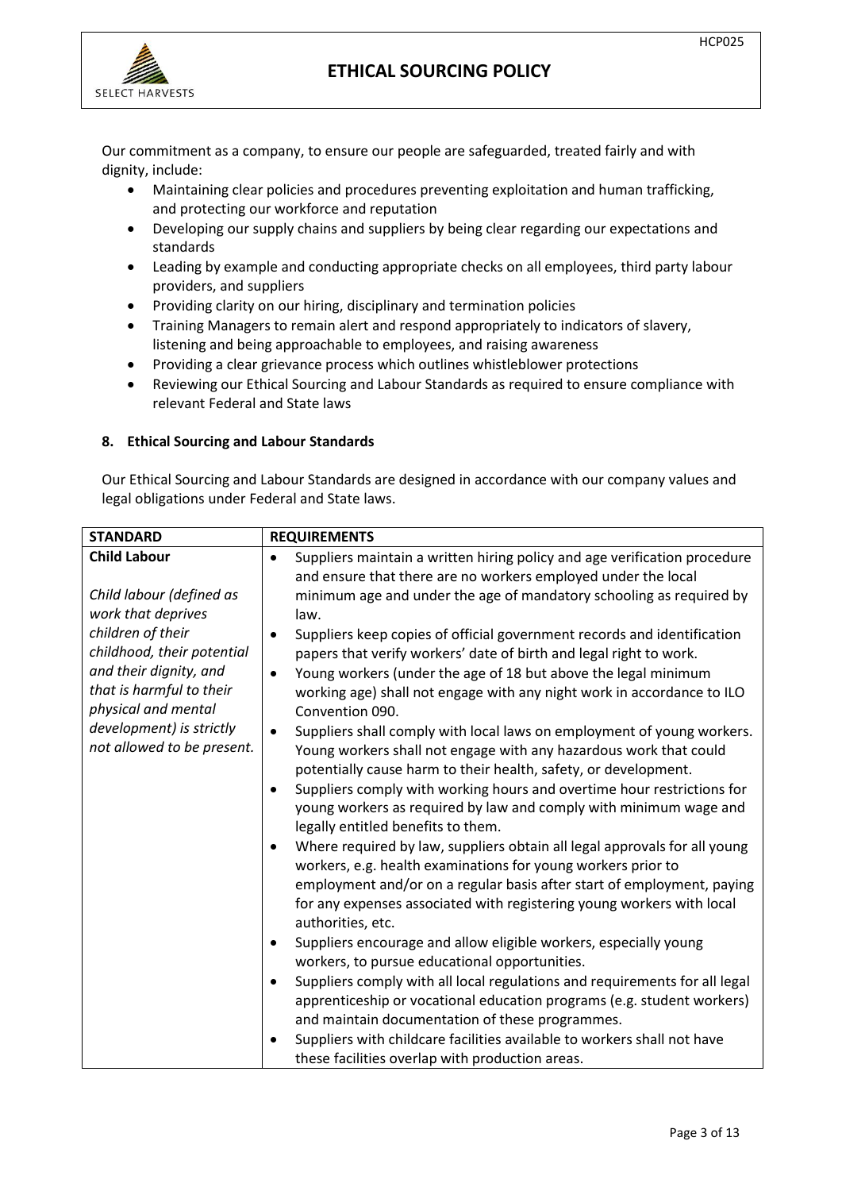Our commitment as a company, to ensure our people are safeguarded, treated fairly and with dignity, include:

- Maintaining clear policies and procedures preventing exploitation and human trafficking, and protecting our workforce and reputation
- Developing our supply chains and suppliers by being clear regarding our expectations and standards
- Leading by example and conducting appropriate checks on all employees, third party labour providers, and suppliers
- Providing clarity on our hiring, disciplinary and termination policies
- Training Managers to remain alert and respond appropriately to indicators of slavery, listening and being approachable to employees, and raising awareness
- Providing a clear grievance process which outlines whistleblower protections
- Reviewing our Ethical Sourcing and Labour Standards as required to ensure compliance with relevant Federal and State laws

## 8. Ethical Sourcing and Labour Standards

Our Ethical Sourcing and Labour Standards are designed in accordance with our company values and legal obligations under Federal and State laws.

| STANDARD | REQUIREMENTS |
|---|---|
| **Child Labour**<br><br>*Child labour (defined as work that deprives children of their childhood, their potential and their dignity, and that is harmful to their physical and mental development) is strictly not allowed to be present.* | • Suppliers maintain a written hiring policy and age verification procedure and ensure that there are no workers employed under the local minimum age and under the age of mandatory schooling as required by law.<br>• Suppliers keep copies of official government records and identification papers that verify workers' date of birth and legal right to work.<br>• Young workers (under the age of 18 but above the legal minimum working age) shall not engage with any night work in accordance to ILO Convention 090.<br>• Suppliers shall comply with local laws on employment of young workers. Young workers shall not engage with any hazardous work that could potentially cause harm to their health, safety, or development.<br>• Suppliers comply with working hours and overtime hour restrictions for young workers as required by law and comply with minimum wage and legally entitled benefits to them.<br>• Where required by law, suppliers obtain all legal approvals for all young workers, e.g. health examinations for young workers prior to employment and/or on a regular basis after start of employment, paying for any expenses associated with registering young workers with local authorities, etc.<br>• Suppliers encourage and allow eligible workers, especially young workers, to pursue educational opportunities.<br>• Suppliers comply with all local regulations and requirements for all legal apprenticeship or vocational education programs (e.g. student workers) and maintain documentation of these programmes.<br>• Suppliers with childcare facilities available to workers shall not have these facilities overlap with production areas. |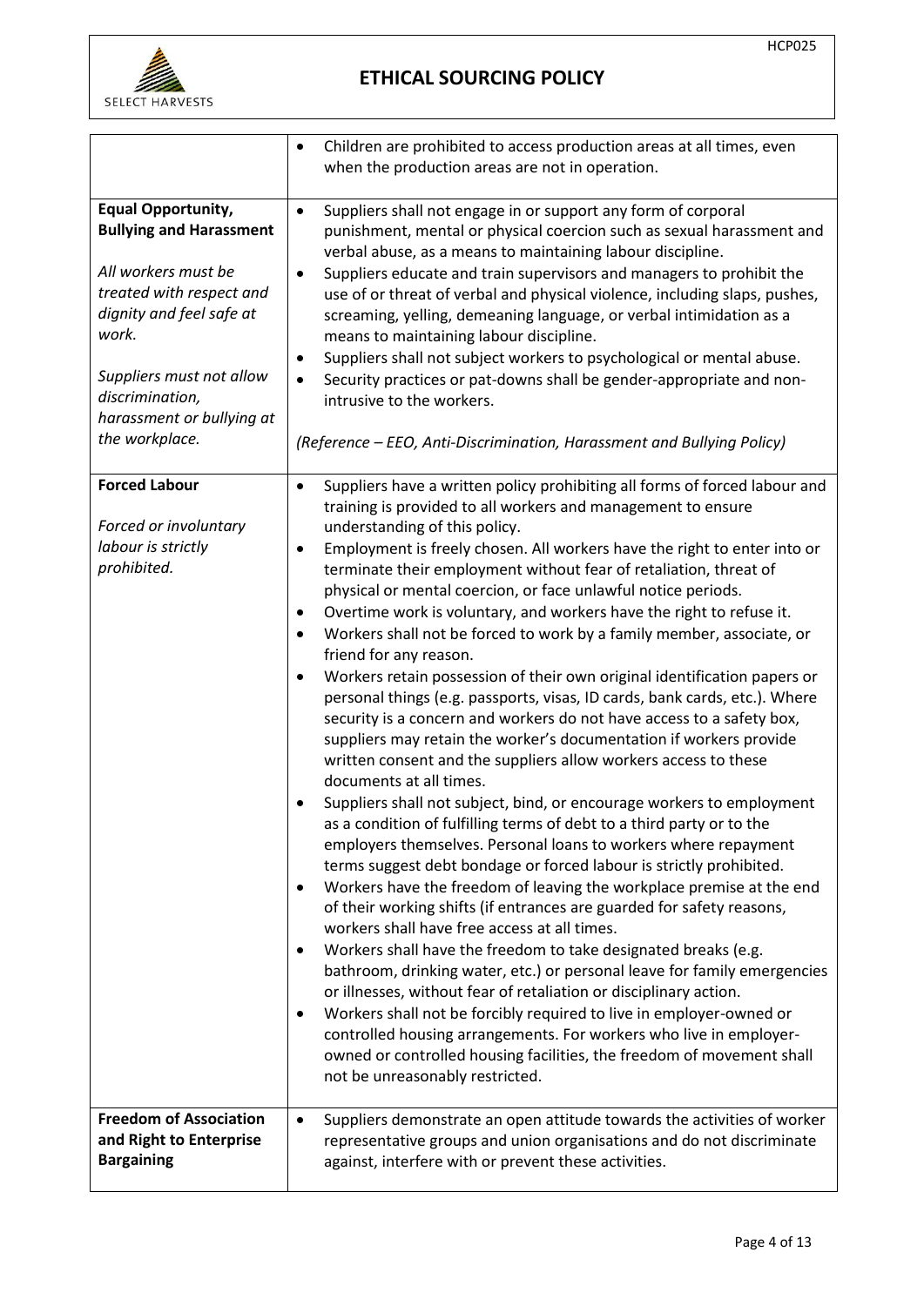| | |
|---|---|
| | • Children are prohibited to access production areas at all times, even when the production areas are not in operation. |
| **Equal Opportunity, Bullying and Harassment**<br><br>*All workers must be treated with respect and dignity and feel safe at work.*<br><br>*Suppliers must not allow discrimination, harassment or bullying at the workplace.* | • Suppliers shall not engage in or support any form of corporal punishment, mental or physical coercion such as sexual harassment and verbal abuse, as a means to maintaining labour discipline.<br>• Suppliers educate and train supervisors and managers to prohibit the use of or threat of verbal and physical violence, including slaps, pushes, screaming, yelling, demeaning language, or verbal intimidation as a means to maintaining labour discipline.<br>• Suppliers shall not subject workers to psychological or mental abuse.<br>• Security practices or pat-downs shall be gender-appropriate and non-intrusive to the workers.<br><br>*(Reference – EEO, Anti-Discrimination, Harassment and Bullying Policy)* |
| **Forced Labour**<br><br>*Forced or involuntary labour is strictly prohibited.* | • Suppliers have a written policy prohibiting all forms of forced labour and training is provided to all workers and management to ensure understanding of this policy.<br>• Employment is freely chosen. All workers have the right to enter into or terminate their employment without fear of retaliation, threat of physical or mental coercion, or face unlawful notice periods.<br>• Overtime work is voluntary, and workers have the right to refuse it.<br>• Workers shall not be forced to work by a family member, associate, or friend for any reason.<br>• Workers retain possession of their own original identification papers or personal things (e.g. passports, visas, ID cards, bank cards, etc.). Where security is a concern and workers do not have access to a safety box, suppliers may retain the worker's documentation if workers provide written consent and the suppliers allow workers access to these documents at all times.<br>• Suppliers shall not subject, bind, or encourage workers to employment as a condition of fulfilling terms of debt to a third party or to the employers themselves. Personal loans to workers where repayment terms suggest debt bondage or forced labour is strictly prohibited.<br>• Workers have the freedom of leaving the workplace premise at the end of their working shifts (if entrances are guarded for safety reasons, workers shall have free access at all times.<br>• Workers shall have the freedom to take designated breaks (e.g. bathroom, drinking water, etc.) or personal leave for family emergencies or illnesses, without fear of retaliation or disciplinary action.<br>• Workers shall not be forcibly required to live in employer-owned or controlled housing arrangements. For workers who live in employer-owned or controlled housing facilities, the freedom of movement shall not be unreasonably restricted. |
| **Freedom of Association and Right to Enterprise Bargaining** | • Suppliers demonstrate an open attitude towards the activities of worker representative groups and union organisations and do not discriminate against, interfere with or prevent these activities. |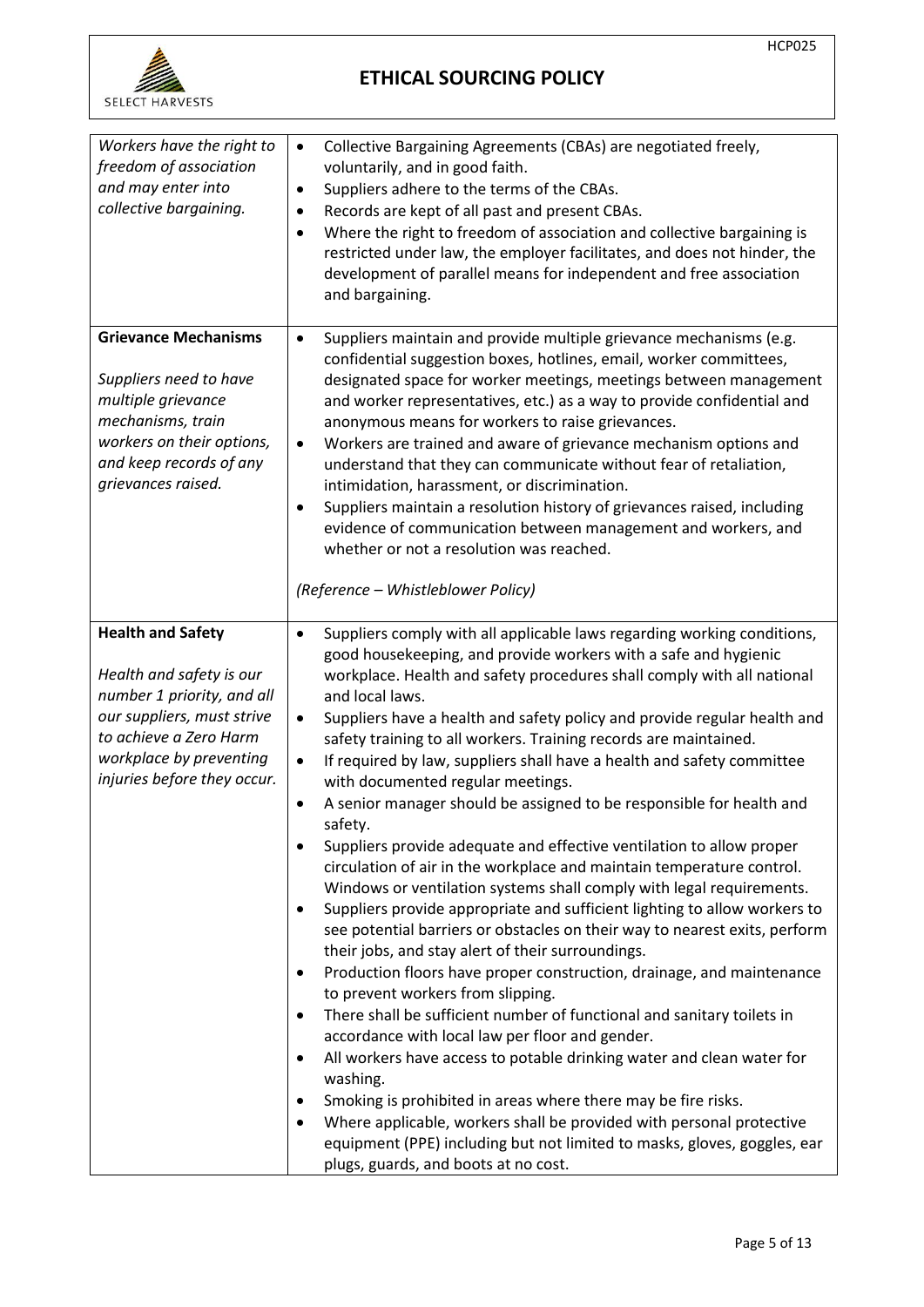| | |
|---|---|
| *Workers have the right to freedom of association and may enter into collective bargaining.* | • Collective Bargaining Agreements (CBAs) are negotiated freely, voluntarily, and in good faith.<br>• Suppliers adhere to the terms of the CBAs.<br>• Records are kept of all past and present CBAs.<br>• Where the right to freedom of association and collective bargaining is restricted under law, the employer facilitates, and does not hinder, the development of parallel means for independent and free association and bargaining. |
| **Grievance Mechanisms**<br><br>*Suppliers need to have multiple grievance mechanisms, train workers on their options, and keep records of any grievances raised.* | • Suppliers maintain and provide multiple grievance mechanisms (e.g. confidential suggestion boxes, hotlines, email, worker committees, designated space for worker meetings, meetings between management and worker representatives, etc.) as a way to provide confidential and anonymous means for workers to raise grievances.<br>• Workers are trained and aware of grievance mechanism options and understand that they can communicate without fear of retaliation, intimidation, harassment, or discrimination.<br>• Suppliers maintain a resolution history of grievances raised, including evidence of communication between management and workers, and whether or not a resolution was reached.<br><br>*(Reference – Whistleblower Policy)* |
| **Health and Safety**<br><br>*Health and safety is our number 1 priority, and all our suppliers, must strive to achieve a Zero Harm workplace by preventing injuries before they occur.* | • Suppliers comply with all applicable laws regarding working conditions, good housekeeping, and provide workers with a safe and hygienic workplace. Health and safety procedures shall comply with all national and local laws.<br>• Suppliers have a health and safety policy and provide regular health and safety training to all workers. Training records are maintained.<br>• If required by law, suppliers shall have a health and safety committee with documented regular meetings.<br>• A senior manager should be assigned to be responsible for health and safety.<br>• Suppliers provide adequate and effective ventilation to allow proper circulation of air in the workplace and maintain temperature control. Windows or ventilation systems shall comply with legal requirements.<br>• Suppliers provide appropriate and sufficient lighting to allow workers to see potential barriers or obstacles on their way to nearest exits, perform their jobs, and stay alert of their surroundings.<br>• Production floors have proper construction, drainage, and maintenance to prevent workers from slipping.<br>• There shall be sufficient number of functional and sanitary toilets in accordance with local law per floor and gender.<br>• All workers have access to potable drinking water and clean water for washing.<br>• Smoking is prohibited in areas where there may be fire risks.<br>• Where applicable, workers shall be provided with personal protective equipment (PPE) including but not limited to masks, gloves, goggles, ear plugs, guards, and boots at no cost. |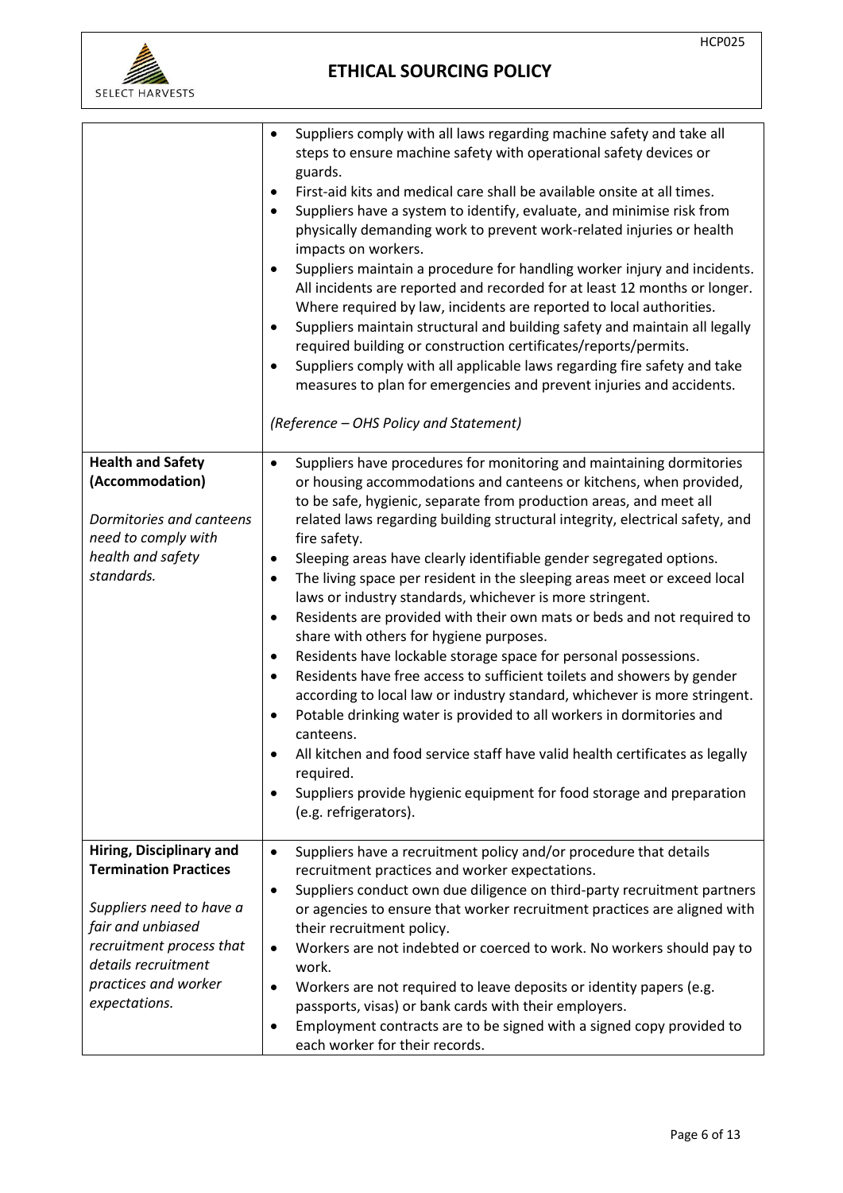| | |
|---|---|
| | • Suppliers comply with all laws regarding machine safety and take all steps to ensure machine safety with operational safety devices or guards.<br>• First-aid kits and medical care shall be available onsite at all times.<br>• Suppliers have a system to identify, evaluate, and minimise risk from physically demanding work to prevent work-related injuries or health impacts on workers.<br>• Suppliers maintain a procedure for handling worker injury and incidents. All incidents are reported and recorded for at least 12 months or longer. Where required by law, incidents are reported to local authorities.<br>• Suppliers maintain structural and building safety and maintain all legally required building or construction certificates/reports/permits.<br>• Suppliers comply with all applicable laws regarding fire safety and take measures to plan for emergencies and prevent injuries and accidents.<br><br>*(Reference – OHS Policy and Statement)* |
| **Health and Safety (Accommodation)**<br><br>*Dormitories and canteens need to comply with health and safety standards.* | • Suppliers have procedures for monitoring and maintaining dormitories or housing accommodations and canteens or kitchens, when provided, to be safe, hygienic, separate from production areas, and meet all related laws regarding building structural integrity, electrical safety, and fire safety.<br>• Sleeping areas have clearly identifiable gender segregated options.<br>• The living space per resident in the sleeping areas meet or exceed local laws or industry standards, whichever is more stringent.<br>• Residents are provided with their own mats or beds and not required to share with others for hygiene purposes.<br>• Residents have lockable storage space for personal possessions.<br>• Residents have free access to sufficient toilets and showers by gender according to local law or industry standard, whichever is more stringent.<br>• Potable drinking water is provided to all workers in dormitories and canteens.<br>• All kitchen and food service staff have valid health certificates as legally required.<br>• Suppliers provide hygienic equipment for food storage and preparation (e.g. refrigerators). |
| **Hiring, Disciplinary and Termination Practices**<br><br>*Suppliers need to have a fair and unbiased recruitment process that details recruitment practices and worker expectations.* | • Suppliers have a recruitment policy and/or procedure that details recruitment practices and worker expectations.<br>• Suppliers conduct own due diligence on third-party recruitment partners or agencies to ensure that worker recruitment practices are aligned with their recruitment policy.<br>• Workers are not indebted or coerced to work. No workers should pay to work.<br>• Workers are not required to leave deposits or identity papers (e.g. passports, visas) or bank cards with their employers.<br>• Employment contracts are to be signed with a signed copy provided to each worker for their records. |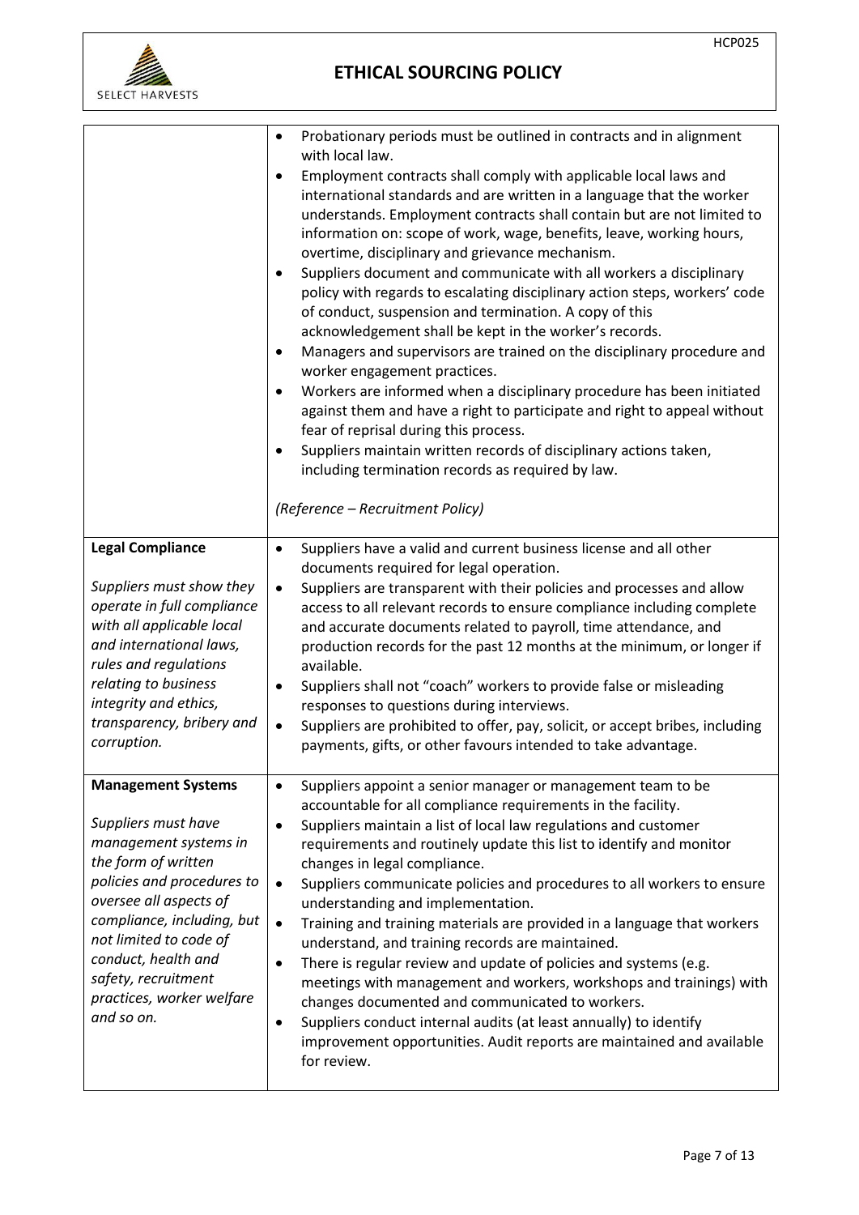| | |
|---|---|
| | <ul><li>Probationary periods must be outlined in contracts and in alignment with local law.</li><li>Employment contracts shall comply with applicable local laws and international standards and are written in a language that the worker understands. Employment contracts shall contain but are not limited to information on: scope of work, wage, benefits, leave, working hours, overtime, disciplinary and grievance mechanism.</li><li>Suppliers document and communicate with all workers a disciplinary policy with regards to escalating disciplinary action steps, workers' code of conduct, suspension and termination. A copy of this acknowledgement shall be kept in the worker's records.</li><li>Managers and supervisors are trained on the disciplinary procedure and worker engagement practices.</li><li>Workers are informed when a disciplinary procedure has been initiated against them and have a right to participate and right to appeal without fear of reprisal during this process.</li><li>Suppliers maintain written records of disciplinary actions taken, including termination records as required by law.</li></ul>*(Reference – Recruitment Policy)* |
| **Legal Compliance**<br><br>*Suppliers must show they operate in full compliance with all applicable local and international laws, rules and regulations relating to business integrity and ethics, transparency, bribery and corruption.* | <ul><li>Suppliers have a valid and current business license and all other documents required for legal operation.</li><li>Suppliers are transparent with their policies and processes and allow access to all relevant records to ensure compliance including complete and accurate documents related to payroll, time attendance, and production records for the past 12 months at the minimum, or longer if available.</li><li>Suppliers shall not "coach" workers to provide false or misleading responses to questions during interviews.</li><li>Suppliers are prohibited to offer, pay, solicit, or accept bribes, including payments, gifts, or other favours intended to take advantage.</li></ul> |
| **Management Systems**<br><br>*Suppliers must have management systems in the form of written policies and procedures to oversee all aspects of compliance, including, but not limited to code of conduct, health and safety, recruitment practices, worker welfare and so on.* | <ul><li>Suppliers appoint a senior manager or management team to be accountable for all compliance requirements in the facility.</li><li>Suppliers maintain a list of local law regulations and customer requirements and routinely update this list to identify and monitor changes in legal compliance.</li><li>Suppliers communicate policies and procedures to all workers to ensure understanding and implementation.</li><li>Training and training materials are provided in a language that workers understand, and training records are maintained.</li><li>There is regular review and update of policies and systems (e.g. meetings with management and workers, workshops and trainings) with changes documented and communicated to workers.</li><li>Suppliers conduct internal audits (at least annually) to identify improvement opportunities. Audit reports are maintained and available for review.</li></ul> |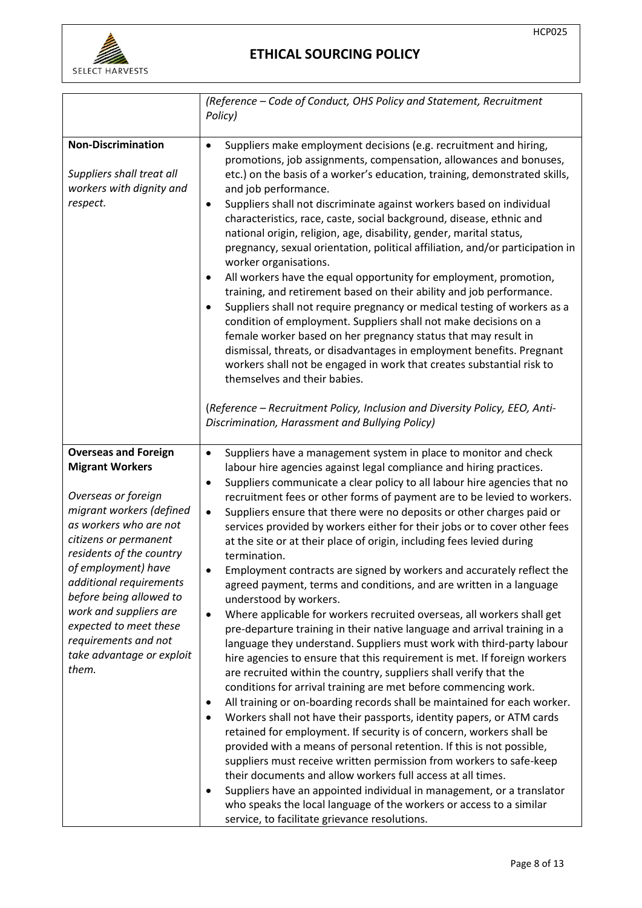| | |
|---|---|
| | *(Reference – Code of Conduct, OHS Policy and Statement, Recruitment Policy)* |
| **Non-Discrimination**<br><br>*Suppliers shall treat all workers with dignity and respect.* | • Suppliers make employment decisions (e.g. recruitment and hiring, promotions, job assignments, compensation, allowances and bonuses, etc.) on the basis of a worker's education, training, demonstrated skills, and job performance.<br>• Suppliers shall not discriminate against workers based on individual characteristics, race, caste, social background, disease, ethnic and national origin, religion, age, disability, gender, marital status, pregnancy, sexual orientation, political affiliation, and/or participation in worker organisations.<br>• All workers have the equal opportunity for employment, promotion, training, and retirement based on their ability and job performance.<br>• Suppliers shall not require pregnancy or medical testing of workers as a condition of employment. Suppliers shall not make decisions on a female worker based on her pregnancy status that may result in dismissal, threats, or disadvantages in employment benefits. Pregnant workers shall not be engaged in work that creates substantial risk to themselves and their babies.<br><br>(*Reference – Recruitment Policy, Inclusion and Diversity Policy, EEO, Anti-Discrimination, Harassment and Bullying Policy)* |
| **Overseas and Foreign Migrant Workers**<br><br>*Overseas or foreign migrant workers (defined as workers who are not citizens or permanent residents of the country of employment) have additional requirements before being allowed to work and suppliers are expected to meet these requirements and not take advantage or exploit them.* | • Suppliers have a management system in place to monitor and check labour hire agencies against legal compliance and hiring practices.<br>• Suppliers communicate a clear policy to all labour hire agencies that no recruitment fees or other forms of payment are to be levied to workers.<br>• Suppliers ensure that there were no deposits or other charges paid or services provided by workers either for their jobs or to cover other fees at the site or at their place of origin, including fees levied during termination.<br>• Employment contracts are signed by workers and accurately reflect the agreed payment, terms and conditions, and are written in a language understood by workers.<br>• Where applicable for workers recruited overseas, all workers shall get pre-departure training in their native language and arrival training in a language they understand. Suppliers must work with third-party labour hire agencies to ensure that this requirement is met. If foreign workers are recruited within the country, suppliers shall verify that the conditions for arrival training are met before commencing work.<br>• All training or on-boarding records shall be maintained for each worker.<br>• Workers shall not have their passports, identity papers, or ATM cards retained for employment. If security is of concern, workers shall be provided with a means of personal retention. If this is not possible, suppliers must receive written permission from workers to safe-keep their documents and allow workers full access at all times.<br>• Suppliers have an appointed individual in management, or a translator who speaks the local language of the workers or access to a similar service, to facilitate grievance resolutions. |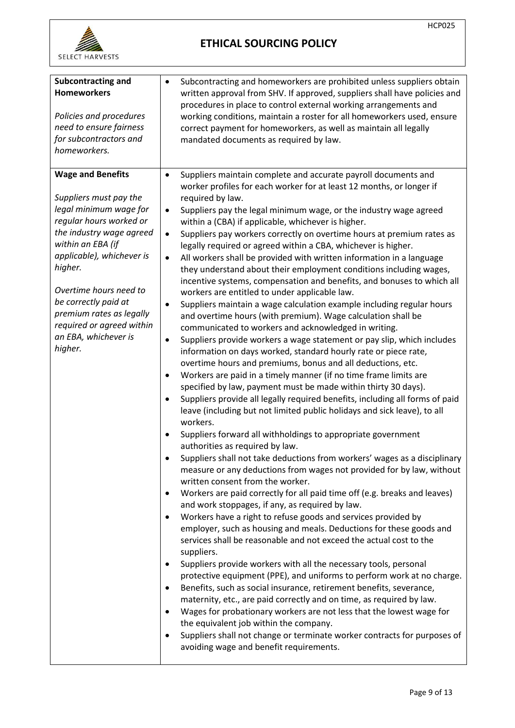| | |
|---|---|
| **Subcontracting and Homeworkers**<br><br>*Policies and procedures need to ensure fairness for subcontractors and homeworkers.* | • Subcontracting and homeworkers are prohibited unless suppliers obtain written approval from SHV. If approved, suppliers shall have policies and procedures in place to control external working arrangements and working conditions, maintain a roster for all homeworkers used, ensure correct payment for homeworkers, as well as maintain all legally mandated documents as required by law. |
| **Wage and Benefits**<br><br>*Suppliers must pay the legal minimum wage for regular hours worked or the industry wage agreed within an EBA (if applicable), whichever is higher.*<br><br>*Overtime hours need to be correctly paid at premium rates as legally required or agreed within an EBA, whichever is higher.* | • Suppliers maintain complete and accurate payroll documents and worker profiles for each worker for at least 12 months, or longer if required by law.<br>• Suppliers pay the legal minimum wage, or the industry wage agreed within a (CBA) if applicable, whichever is higher.<br>• Suppliers pay workers correctly on overtime hours at premium rates as legally required or agreed within a CBA, whichever is higher.<br>• All workers shall be provided with written information in a language they understand about their employment conditions including wages, incentive systems, compensation and benefits, and bonuses to which all workers are entitled to under applicable law.<br>• Suppliers maintain a wage calculation example including regular hours and overtime hours (with premium). Wage calculation shall be communicated to workers and acknowledged in writing.<br>• Suppliers provide workers a wage statement or pay slip, which includes information on days worked, standard hourly rate or piece rate, overtime hours and premiums, bonus and all deductions, etc.<br>• Workers are paid in a timely manner (if no time frame limits are specified by law, payment must be made within thirty 30 days).<br>• Suppliers provide all legally required benefits, including all forms of paid leave (including but not limited public holidays and sick leave), to all workers.<br>• Suppliers forward all withholdings to appropriate government authorities as required by law.<br>• Suppliers shall not take deductions from workers' wages as a disciplinary measure or any deductions from wages not provided for by law, without written consent from the worker.<br>• Workers are paid correctly for all paid time off (e.g. breaks and leaves) and work stoppages, if any, as required by law.<br>• Workers have a right to refuse goods and services provided by employer, such as housing and meals. Deductions for these goods and services shall be reasonable and not exceed the actual cost to the suppliers.<br>• Suppliers provide workers with all the necessary tools, personal protective equipment (PPE), and uniforms to perform work at no charge.<br>• Benefits, such as social insurance, retirement benefits, severance, maternity, etc., are paid correctly and on time, as required by law.<br>• Wages for probationary workers are not less that the lowest wage for the equivalent job within the company.<br>• Suppliers shall not change or terminate worker contracts for purposes of avoiding wage and benefit requirements. |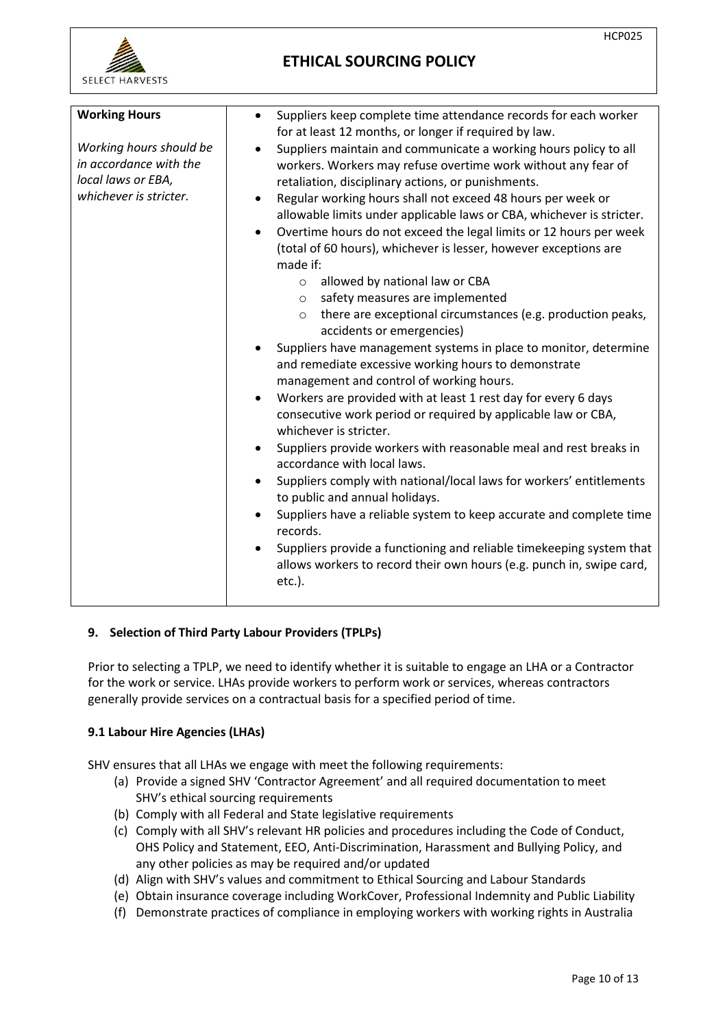| **Working Hours**<br><br>*Working hours should be in accordance with the local laws or EBA, whichever is stricter.* | • Suppliers keep complete time attendance records for each worker for at least 12 months, or longer if required by law.<br>• Suppliers maintain and communicate a working hours policy to all workers. Workers may refuse overtime work without any fear of retaliation, disciplinary actions, or punishments.<br>• Regular working hours shall not exceed 48 hours per week or allowable limits under applicable laws or CBA, whichever is stricter.<br>• Overtime hours do not exceed the legal limits or 12 hours per week (total of 60 hours), whichever is lesser, however exceptions are made if:<br>  ○ allowed by national law or CBA<br>  ○ safety measures are implemented<br>  ○ there are exceptional circumstances (e.g. production peaks, accidents or emergencies)<br>• Suppliers have management systems in place to monitor, determine and remediate excessive working hours to demonstrate management and control of working hours.<br>• Workers are provided with at least 1 rest day for every 6 days consecutive work period or required by applicable law or CBA, whichever is stricter.<br>• Suppliers provide workers with reasonable meal and rest breaks in accordance with local laws.<br>• Suppliers comply with national/local laws for workers' entitlements to public and annual holidays.<br>• Suppliers have a reliable system to keep accurate and complete time records.<br>• Suppliers provide a functioning and reliable timekeeping system that allows workers to record their own hours (e.g. punch in, swipe card, etc.). |
|---|---|

## 9. Selection of Third Party Labour Providers (TPLPs)

Prior to selecting a TPLP, we need to identify whether it is suitable to engage an LHA or a Contractor for the work or service. LHAs provide workers to perform work or services, whereas contractors generally provide services on a contractual basis for a specified period of time.

### 9.1 Labour Hire Agencies (LHAs)

SHV ensures that all LHAs we engage with meet the following requirements:

(a) Provide a signed SHV 'Contractor Agreement' and all required documentation to meet SHV's ethical sourcing requirements
(b) Comply with all Federal and State legislative requirements
(c) Comply with all SHV's relevant HR policies and procedures including the Code of Conduct, OHS Policy and Statement, EEO, Anti-Discrimination, Harassment and Bullying Policy, and any other policies as may be required and/or updated
(d) Align with SHV's values and commitment to Ethical Sourcing and Labour Standards
(e) Obtain insurance coverage including WorkCover, Professional Indemnity and Public Liability
(f) Demonstrate practices of compliance in employing workers with working rights in Australia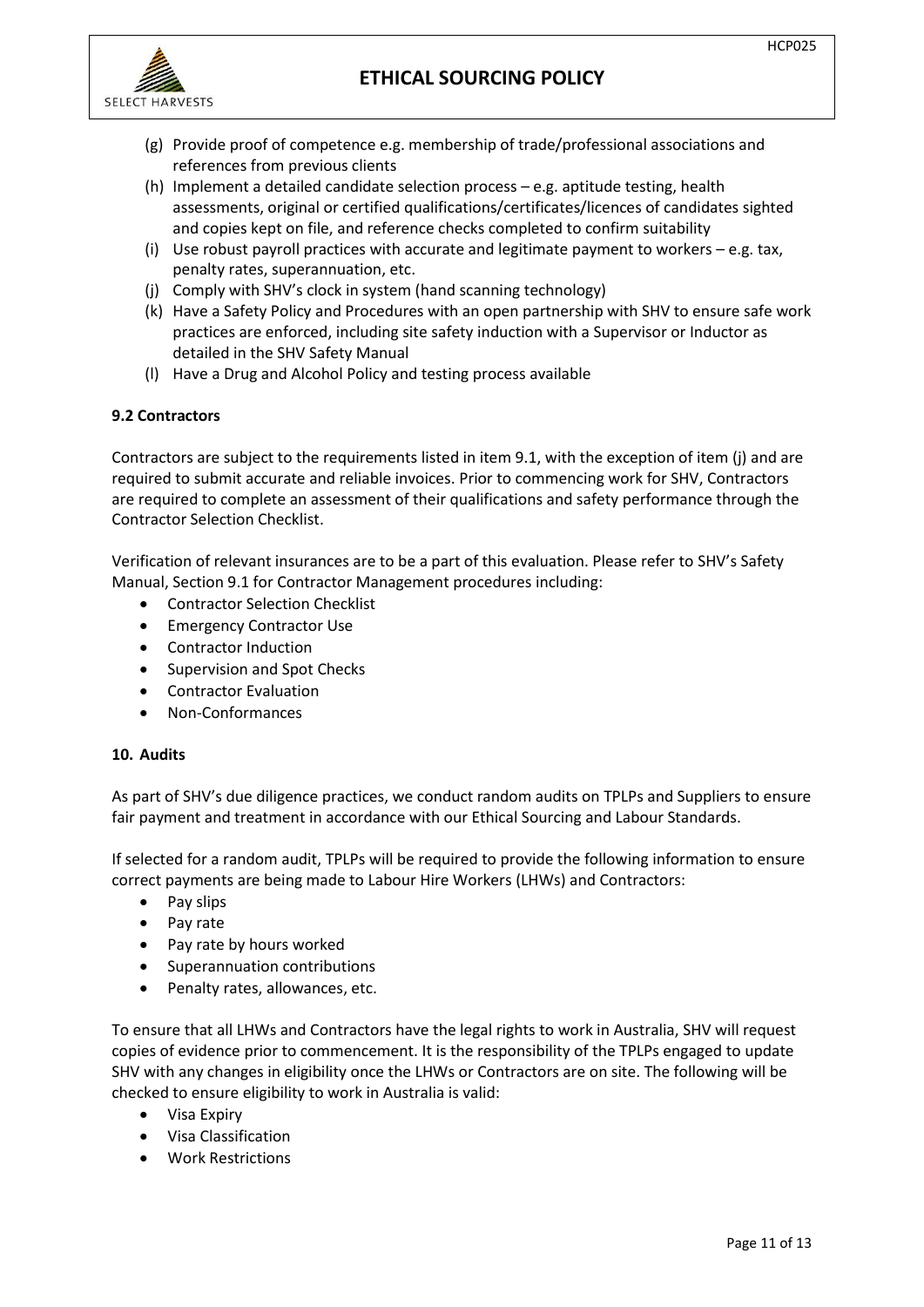(g) Provide proof of competence e.g. membership of trade/professional associations and references from previous clients
(h) Implement a detailed candidate selection process – e.g. aptitude testing, health assessments, original or certified qualifications/certificates/licences of candidates sighted and copies kept on file, and reference checks completed to confirm suitability
(i) Use robust payroll practices with accurate and legitimate payment to workers – e.g. tax, penalty rates, superannuation, etc.
(j) Comply with SHV's clock in system (hand scanning technology)
(k) Have a Safety Policy and Procedures with an open partnership with SHV to ensure safe work practices are enforced, including site safety induction with a Supervisor or Inductor as detailed in the SHV Safety Manual
(l) Have a Drug and Alcohol Policy and testing process available

### 9.2 Contractors

Contractors are subject to the requirements listed in item 9.1, with the exception of item (j) and are required to submit accurate and reliable invoices. Prior to commencing work for SHV, Contractors are required to complete an assessment of their qualifications and safety performance through the Contractor Selection Checklist.

Verification of relevant insurances are to be a part of this evaluation. Please refer to SHV's Safety Manual, Section 9.1 for Contractor Management procedures including:

- Contractor Selection Checklist
- Emergency Contractor Use
- Contractor Induction
- Supervision and Spot Checks
- Contractor Evaluation
- Non-Conformances

## 10. Audits

As part of SHV's due diligence practices, we conduct random audits on TPLPs and Suppliers to ensure fair payment and treatment in accordance with our Ethical Sourcing and Labour Standards.

If selected for a random audit, TPLPs will be required to provide the following information to ensure correct payments are being made to Labour Hire Workers (LHWs) and Contractors:

- Pay slips
- Pay rate
- Pay rate by hours worked
- Superannuation contributions
- Penalty rates, allowances, etc.

To ensure that all LHWs and Contractors have the legal rights to work in Australia, SHV will request copies of evidence prior to commencement. It is the responsibility of the TPLPs engaged to update SHV with any changes in eligibility once the LHWs or Contractors are on site. The following will be checked to ensure eligibility to work in Australia is valid:

- Visa Expiry
- Visa Classification
- Work Restrictions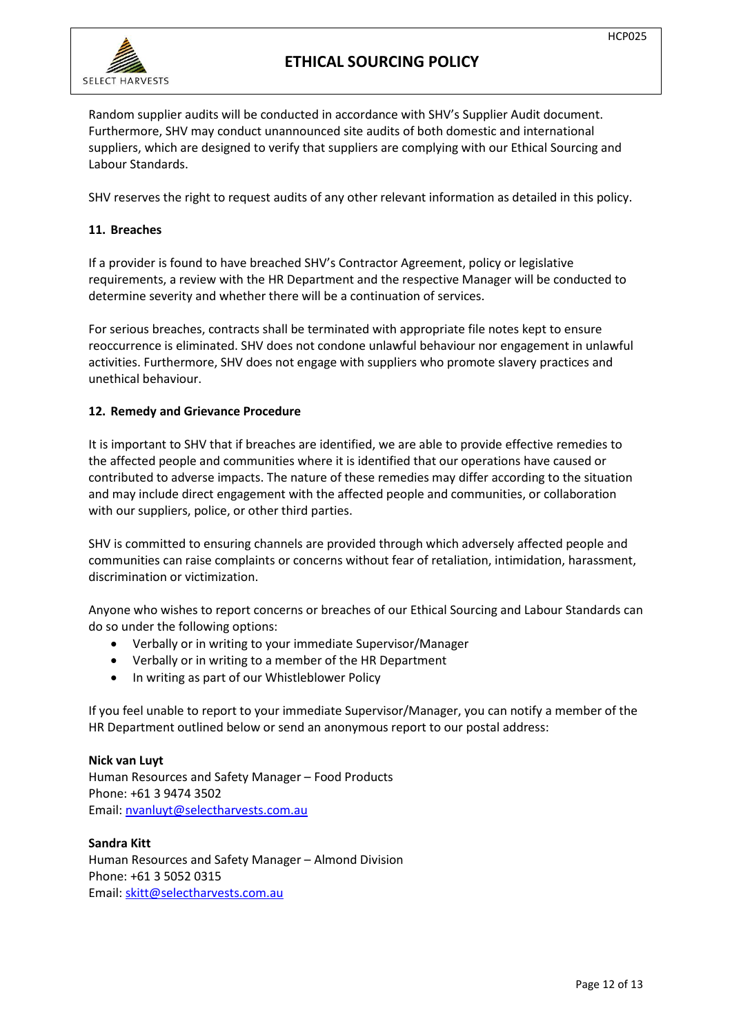Random supplier audits will be conducted in accordance with SHV's Supplier Audit document. Furthermore, SHV may conduct unannounced site audits of both domestic and international suppliers, which are designed to verify that suppliers are complying with our Ethical Sourcing and Labour Standards.

SHV reserves the right to request audits of any other relevant information as detailed in this policy.

### 11. Breaches

If a provider is found to have breached SHV's Contractor Agreement, policy or legislative requirements, a review with the HR Department and the respective Manager will be conducted to determine severity and whether there will be a continuation of services.

For serious breaches, contracts shall be terminated with appropriate file notes kept to ensure reoccurrence is eliminated. SHV does not condone unlawful behaviour nor engagement in unlawful activities. Furthermore, SHV does not engage with suppliers who promote slavery practices and unethical behaviour.

### 12. Remedy and Grievance Procedure

It is important to SHV that if breaches are identified, we are able to provide effective remedies to the affected people and communities where it is identified that our operations have caused or contributed to adverse impacts. The nature of these remedies may differ according to the situation and may include direct engagement with the affected people and communities, or collaboration with our suppliers, police, or other third parties.

SHV is committed to ensuring channels are provided through which adversely affected people and communities can raise complaints or concerns without fear of retaliation, intimidation, harassment, discrimination or victimization.

Anyone who wishes to report concerns or breaches of our Ethical Sourcing and Labour Standards can do so under the following options:

- Verbally or in writing to your immediate Supervisor/Manager
- Verbally or in writing to a member of the HR Department
- In writing as part of our Whistleblower Policy

If you feel unable to report to your immediate Supervisor/Manager, you can notify a member of the HR Department outlined below or send an anonymous report to our postal address:

**Nick van Luyt**
Human Resources and Safety Manager – Food Products
Phone: +61 3 9474 3502
Email: nvanluyt@selectharvests.com.au

**Sandra Kitt**
Human Resources and Safety Manager – Almond Division
Phone: +61 3 5052 0315
Email: skitt@selectharvests.com.au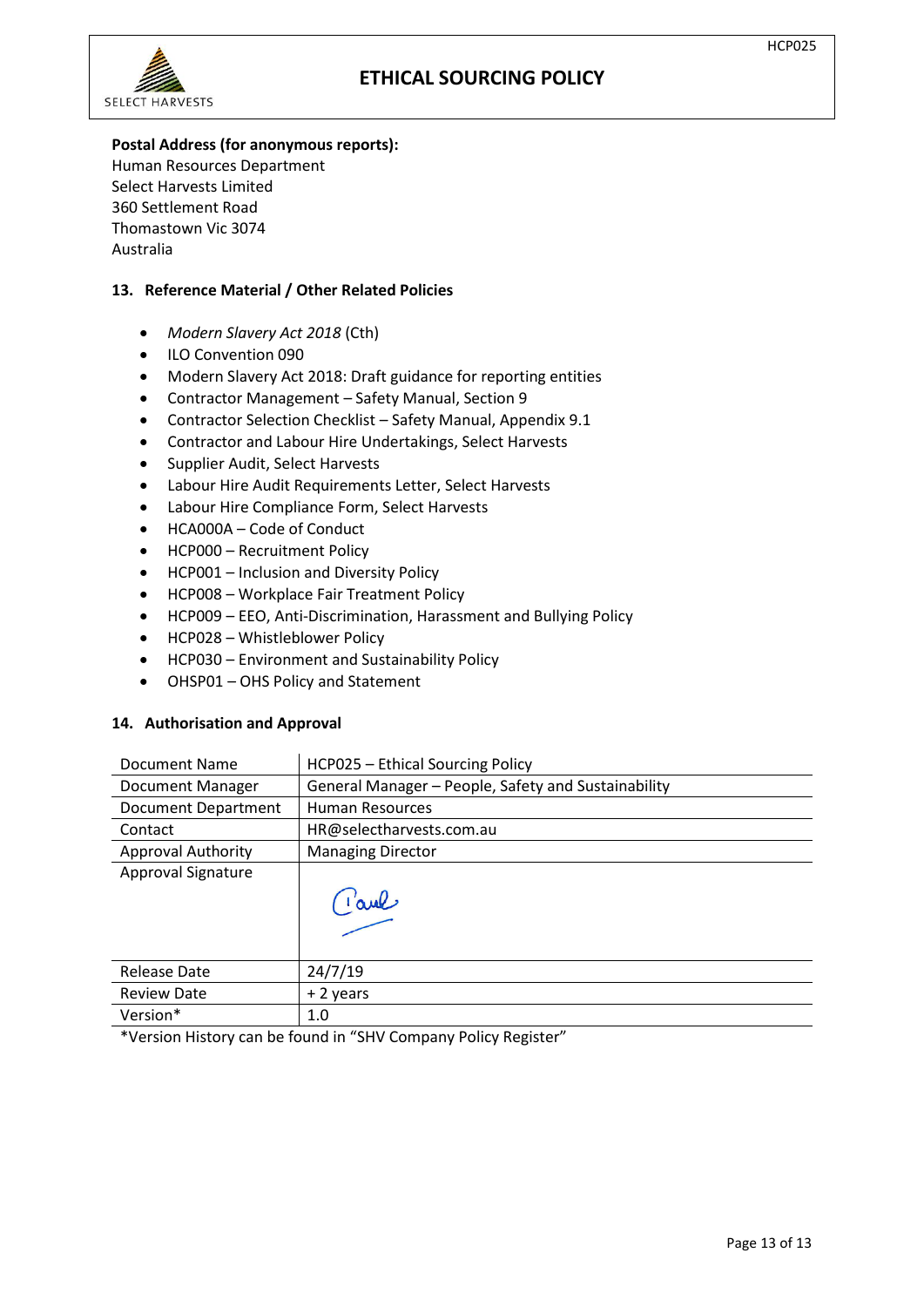**Postal Address (for anonymous reports):**
Human Resources Department
Select Harvests Limited
360 Settlement Road
Thomastown Vic 3074
Australia

## 13. Reference Material / Other Related Policies

- *Modern Slavery Act 2018* (Cth)
- ILO Convention 090
- Modern Slavery Act 2018: Draft guidance for reporting entities
- Contractor Management – Safety Manual, Section 9
- Contractor Selection Checklist – Safety Manual, Appendix 9.1
- Contractor and Labour Hire Undertakings, Select Harvests
- Supplier Audit, Select Harvests
- Labour Hire Audit Requirements Letter, Select Harvests
- Labour Hire Compliance Form, Select Harvests
- HCA000A – Code of Conduct
- HCP000 – Recruitment Policy
- HCP001 – Inclusion and Diversity Policy
- HCP008 – Workplace Fair Treatment Policy
- HCP009 – EEO, Anti-Discrimination, Harassment and Bullying Policy
- HCP028 – Whistleblower Policy
- HCP030 – Environment and Sustainability Policy
- OHSP01 – OHS Policy and Statement

## 14. Authorisation and Approval

| | |
|---|---|
| Document Name | HCP025 – Ethical Sourcing Policy |
| Document Manager | General Manager – People, Safety and Sustainability |
| Document Department | Human Resources |
| Contact | HR@selectharvests.com.au |
| Approval Authority | Managing Director |
| Approval Signature | Paul |
| Release Date | 24/7/19 |
| Review Date | + 2 years |
| Version* | 1.0 |

*Version History can be found in "SHV Company Policy Register"